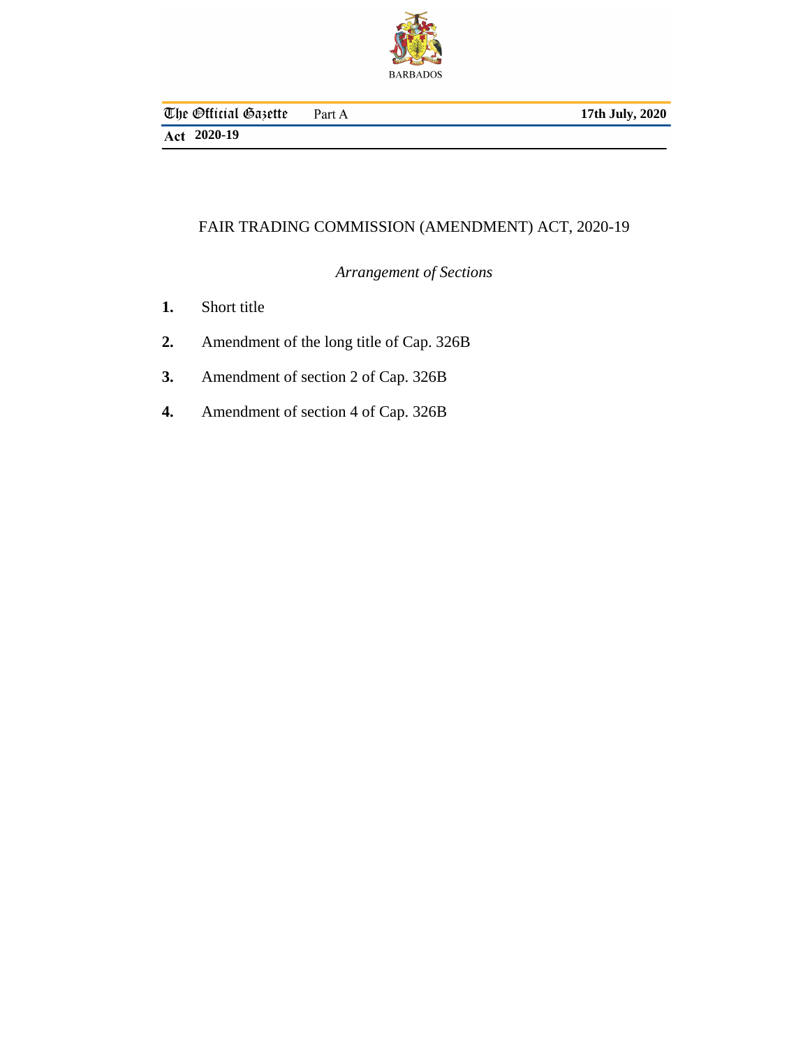# FAIR TRADING COMMISSION (AMENDMENT) ACT, 2020-19

*Arrangement of Sections*

**1.** Short title

**2.** Amendment of the long title of Cap. 326B

**3.** Amendment of section 2 of Cap. 326B

**4.** Amendment of section 4 of Cap. 326B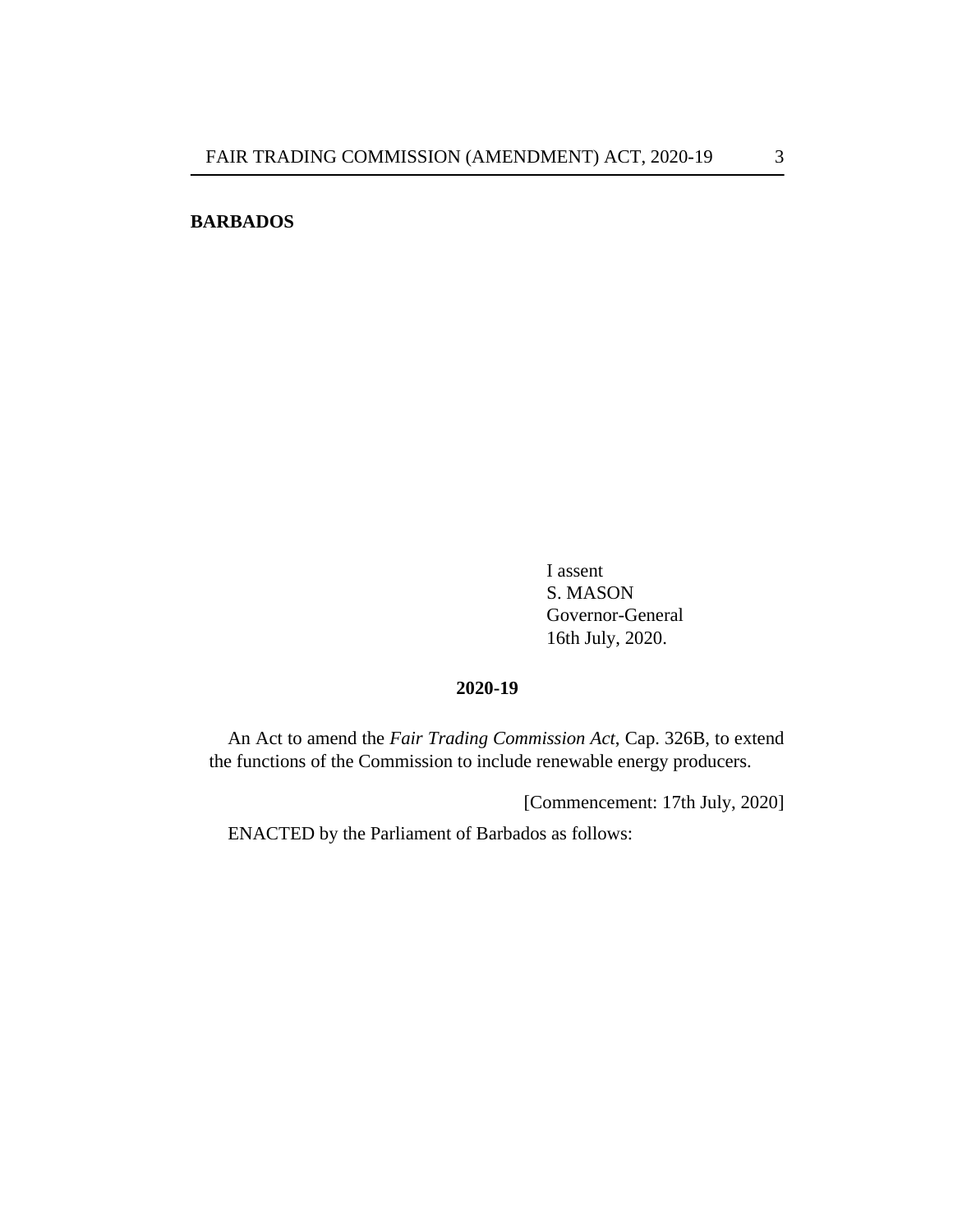**BARBADOS**

I assent
S. MASON
Governor-General
16th July, 2020.

**2020-19**

An Act to amend the *Fair Trading Commission Act*, Cap. 326B, to extend the functions of the Commission to include renewable energy producers.

[Commencement: 17th July, 2020]

ENACTED by the Parliament of Barbados as follows: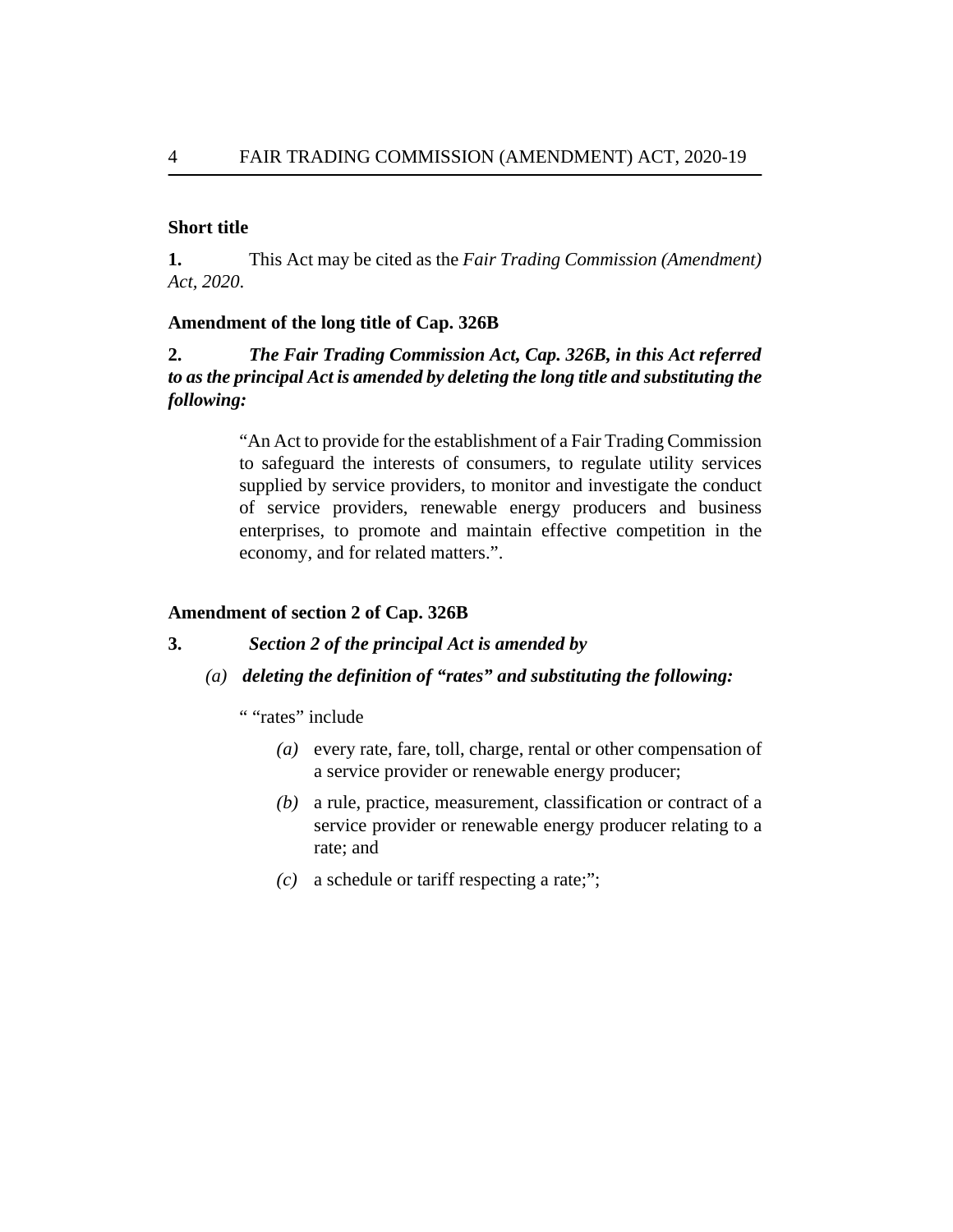**Short title**

**1.** This Act may be cited as the *Fair Trading Commission (Amendment) Act, 2020*.

**Amendment of the long title of Cap. 326B**

**2.** ***The Fair Trading Commission Act, Cap. 326B, in this Act referred to as the principal Act is amended by deleting the long title and substituting the following:***

> "An Act to provide for the establishment of a Fair Trading Commission to safeguard the interests of consumers, to regulate utility services supplied by service providers, to monitor and investigate the conduct of service providers, renewable energy producers and business enterprises, to promote and maintain effective competition in the economy, and for related matters.".

**Amendment of section 2 of Cap. 326B**

**3.** ***Section 2 of the principal Act is amended by***

*(a)* ***deleting the definition of "rates" and substituting the following:***

" "rates" include

- *(a)* every rate, fare, toll, charge, rental or other compensation of a service provider or renewable energy producer;
- *(b)* a rule, practice, measurement, classification or contract of a service provider or renewable energy producer relating to a rate; and
- *(c)* a schedule or tariff respecting a rate;";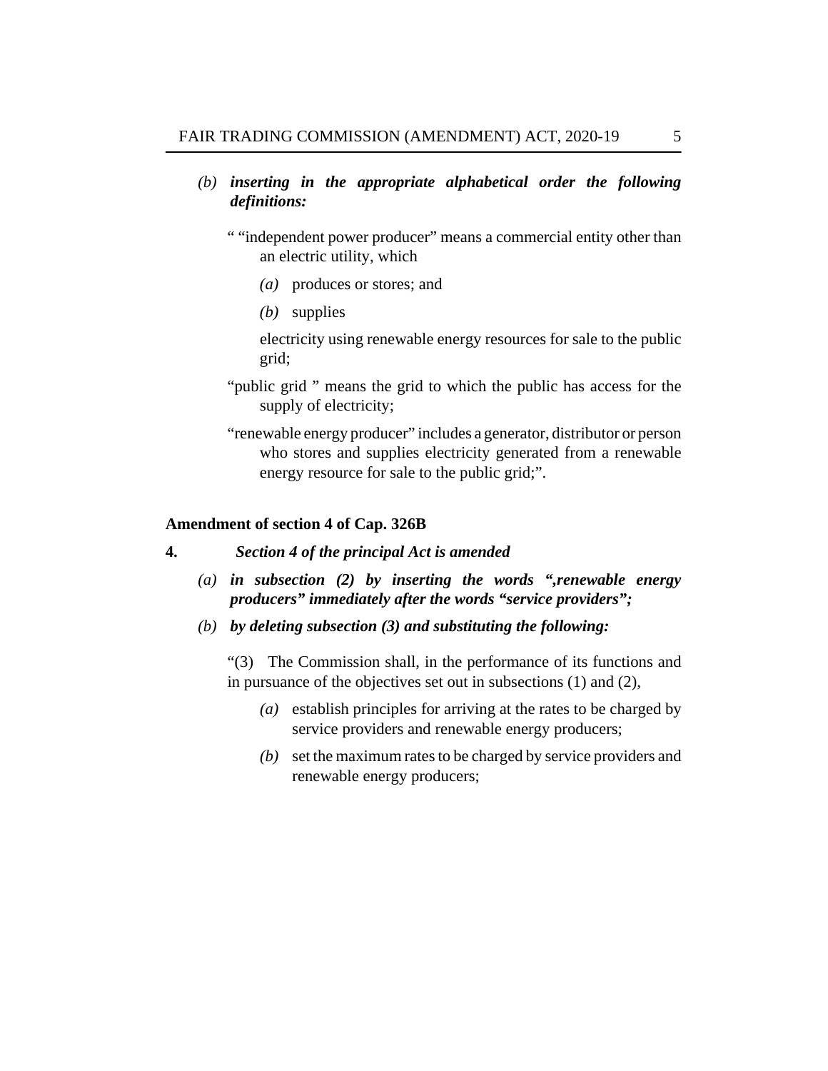*(b)* ***inserting in the appropriate alphabetical order the following definitions:***

" "independent power producer" means a commercial entity other than an electric utility, which

*(a)* produces or stores; and

*(b)* supplies

electricity using renewable energy resources for sale to the public grid;

"public grid " means the grid to which the public has access for the supply of electricity;

"renewable energy producer" includes a generator, distributor or person who stores and supplies electricity generated from a renewable energy resource for sale to the public grid;".

**Amendment of section 4 of Cap. 326B**

**4.** ***Section 4 of the principal Act is amended***

*(a)* ***in subsection (2) by inserting the words ",renewable energy producers" immediately after the words "service providers";***

*(b)* ***by deleting subsection (3) and substituting the following:***

"(3) The Commission shall, in the performance of its functions and in pursuance of the objectives set out in subsections (1) and (2),

*(a)* establish principles for arriving at the rates to be charged by service providers and renewable energy producers;

*(b)* set the maximum rates to be charged by service providers and renewable energy producers;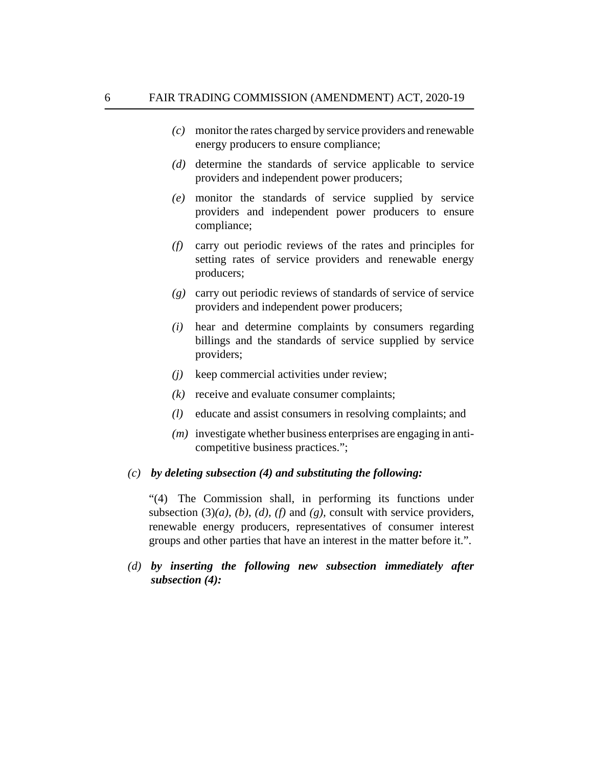- *(c)* monitor the rates charged by service providers and renewable energy producers to ensure compliance;
- *(d)* determine the standards of service applicable to service providers and independent power producers;
- *(e)* monitor the standards of service supplied by service providers and independent power producers to ensure compliance;
- *(f)* carry out periodic reviews of the rates and principles for setting rates of service providers and renewable energy producers;
- *(g)* carry out periodic reviews of standards of service of service providers and independent power producers;
- *(i)* hear and determine complaints by consumers regarding billings and the standards of service supplied by service providers;
- *(j)* keep commercial activities under review;
- *(k)* receive and evaluate consumer complaints;
- *(l)* educate and assist consumers in resolving complaints; and
- *(m)* investigate whether business enterprises are engaging in anti-competitive business practices.";

*(c)* ***by deleting subsection (4) and substituting the following:***

"(4) The Commission shall, in performing its functions under subsection (3)*(a)*, *(b)*, *(d)*, *(f)* and *(g)*, consult with service providers, renewable energy producers, representatives of consumer interest groups and other parties that have an interest in the matter before it.".

*(d)* ***by inserting the following new subsection immediately after subsection (4):***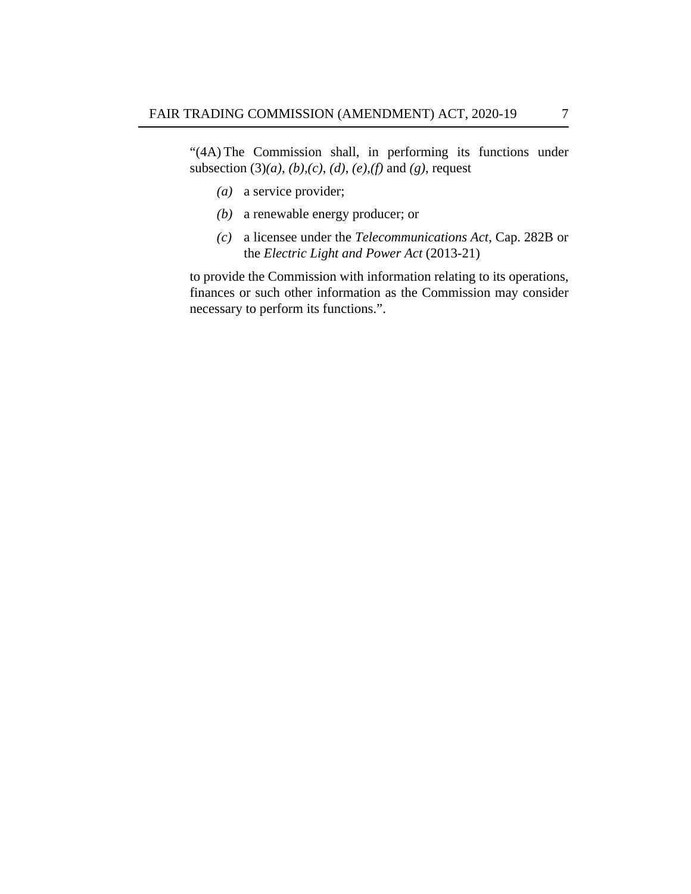"(4A) The Commission shall, in performing its functions under subsection (3)*(a)*, *(b)*,*(c)*, *(d)*, *(e)*,*(f)* and *(g)*, request

- *(a)* a service provider;
- *(b)* a renewable energy producer; or
- *(c)* a licensee under the *Telecommunications Act*, Cap. 282B or the *Electric Light and Power Act* (2013-21)

to provide the Commission with information relating to its operations, finances or such other information as the Commission may consider necessary to perform its functions.".